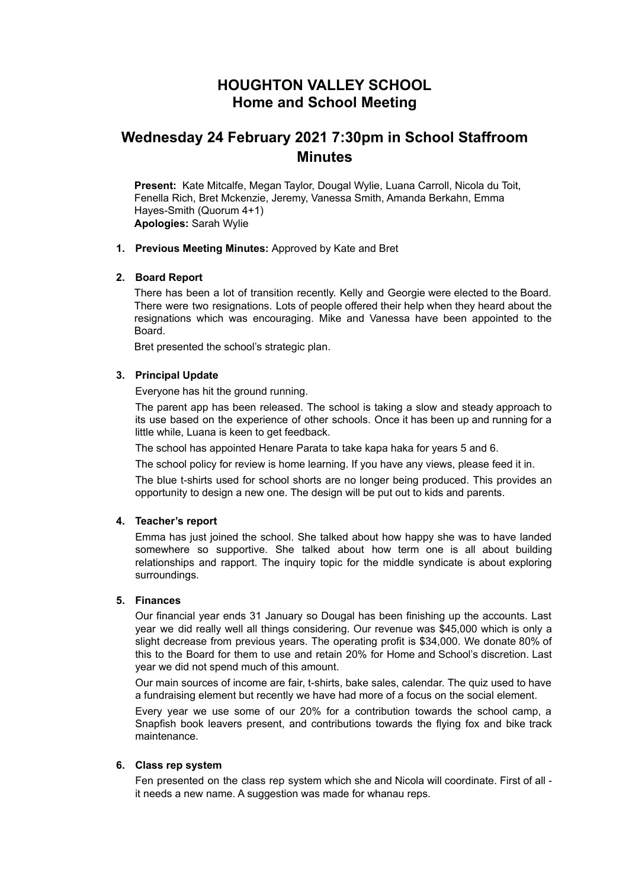# HOUGHTON VALLEY SCHOOL
# Home and School Meeting

## Wednesday 24 February 2021 7:30pm in School Staffroom Minutes

**Present:** Kate Mitcalfe, Megan Taylor, Dougal Wylie, Luana Carroll, Nicola du Toit, Fenella Rich, Bret Mckenzie, Jeremy, Vanessa Smith, Amanda Berkahn, Emma Hayes-Smith (Quorum 4+1)
**Apologies:** Sarah Wylie

1. **Previous Meeting Minutes:** Approved by Kate and Bret

2. **Board Report**

   There has been a lot of transition recently. Kelly and Georgie were elected to the Board. There were two resignations. Lots of people offered their help when they heard about the resignations which was encouraging. Mike and Vanessa have been appointed to the Board.

   Bret presented the school's strategic plan.

3. **Principal Update**

   Everyone has hit the ground running.

   The parent app has been released. The school is taking a slow and steady approach to its use based on the experience of other schools. Once it has been up and running for a little while, Luana is keen to get feedback.

   The school has appointed Henare Parata to take kapa haka for years 5 and 6.

   The school policy for review is home learning. If you have any views, please feed it in.

   The blue t-shirts used for school shorts are no longer being produced. This provides an opportunity to design a new one. The design will be put out to kids and parents.

4. **Teacher's report**

   Emma has just joined the school. She talked about how happy she was to have landed somewhere so supportive. She talked about how term one is all about building relationships and rapport. The inquiry topic for the middle syndicate is about exploring surroundings.

5. **Finances**

   Our financial year ends 31 January so Dougal has been finishing up the accounts. Last year we did really well all things considering. Our revenue was $45,000 which is only a slight decrease from previous years. The operating profit is $34,000. We donate 80% of this to the Board for them to use and retain 20% for Home and School's discretion. Last year we did not spend much of this amount.

   Our main sources of income are fair, t-shirts, bake sales, calendar. The quiz used to have a fundraising element but recently we have had more of a focus on the social element.

   Every year we use some of our 20% for a contribution towards the school camp, a Snapfish book leavers present, and contributions towards the flying fox and bike track maintenance.

6. **Class rep system**

   Fen presented on the class rep system which she and Nicola will coordinate. First of all - it needs a new name. A suggestion was made for whanau reps.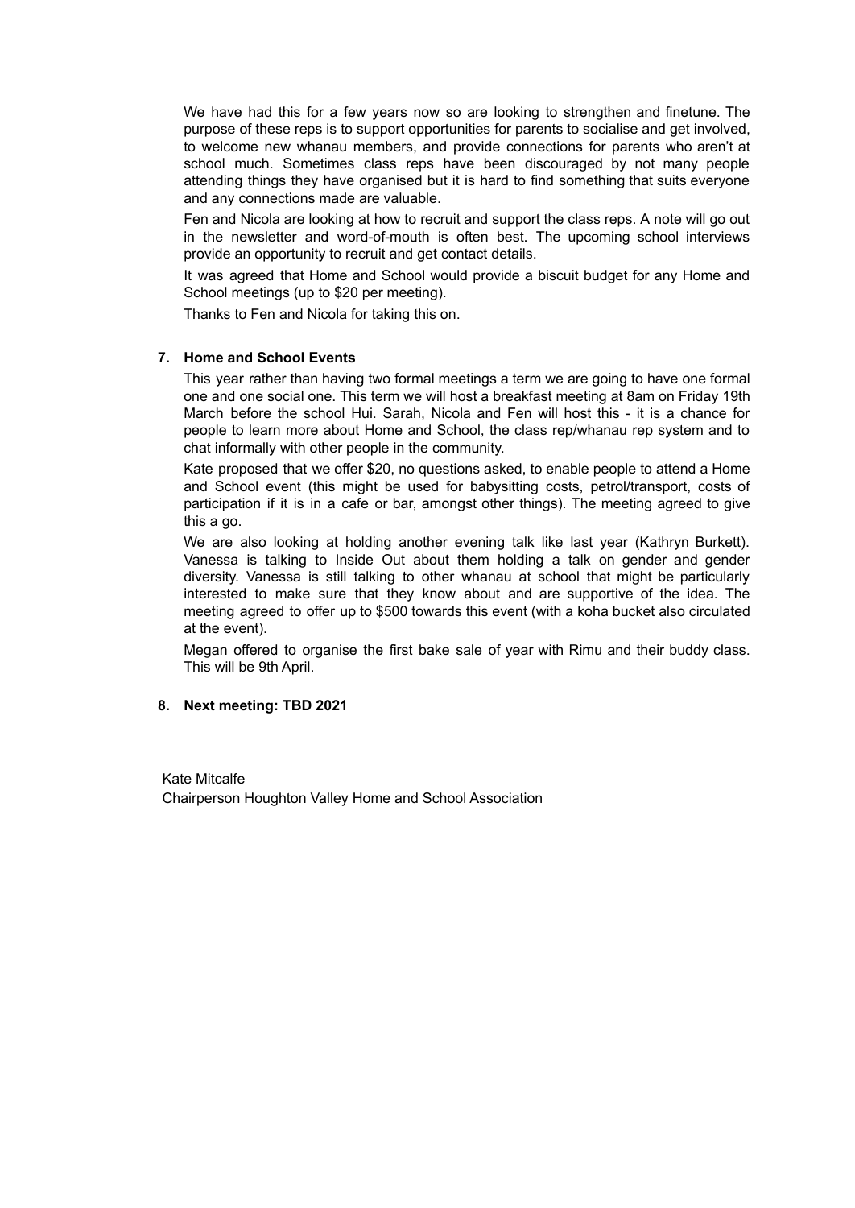We have had this for a few years now so are looking to strengthen and finetune. The purpose of these reps is to support opportunities for parents to socialise and get involved, to welcome new whanau members, and provide connections for parents who aren't at school much. Sometimes class reps have been discouraged by not many people attending things they have organised but it is hard to find something that suits everyone and any connections made are valuable.

Fen and Nicola are looking at how to recruit and support the class reps. A note will go out in the newsletter and word-of-mouth is often best. The upcoming school interviews provide an opportunity to recruit and get contact details.

It was agreed that Home and School would provide a biscuit budget for any Home and School meetings (up to $20 per meeting).

Thanks to Fen and Nicola for taking this on.

**7. Home and School Events**

This year rather than having two formal meetings a term we are going to have one formal one and one social one. This term we will host a breakfast meeting at 8am on Friday 19th March before the school Hui. Sarah, Nicola and Fen will host this - it is a chance for people to learn more about Home and School, the class rep/whanau rep system and to chat informally with other people in the community.

Kate proposed that we offer $20, no questions asked, to enable people to attend a Home and School event (this might be used for babysitting costs, petrol/transport, costs of participation if it is in a cafe or bar, amongst other things). The meeting agreed to give this a go.

We are also looking at holding another evening talk like last year (Kathryn Burkett). Vanessa is talking to Inside Out about them holding a talk on gender and gender diversity. Vanessa is still talking to other whanau at school that might be particularly interested to make sure that they know about and are supportive of the idea. The meeting agreed to offer up to $500 towards this event (with a koha bucket also circulated at the event).

Megan offered to organise the first bake sale of year with Rimu and their buddy class. This will be 9th April.

**8. Next meeting: TBD 2021**

Kate Mitcalfe
Chairperson Houghton Valley Home and School Association